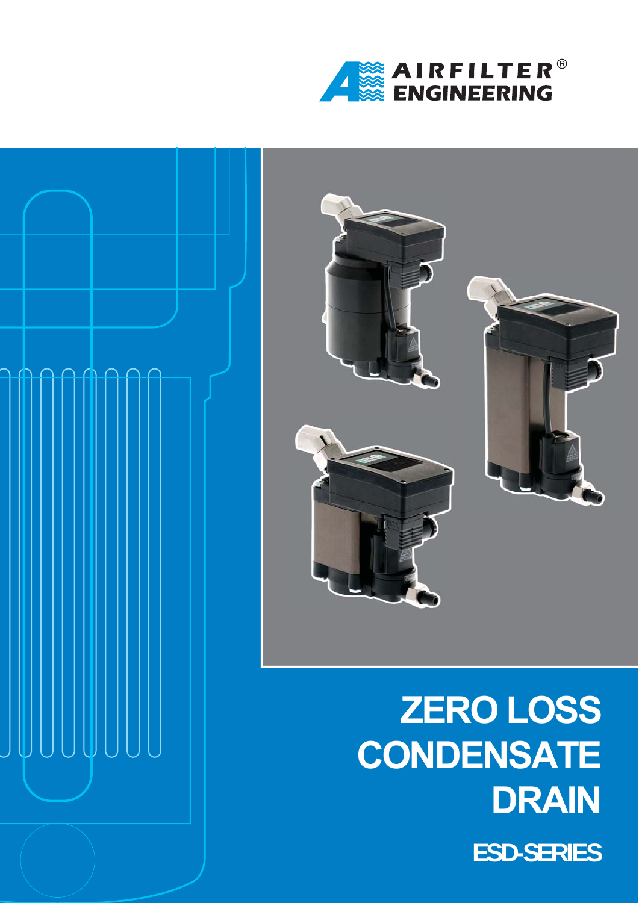AIRFILTER®
ENGINEERING

# ZERO LOSS CONDENSATE DRAIN

## ESD-SERIES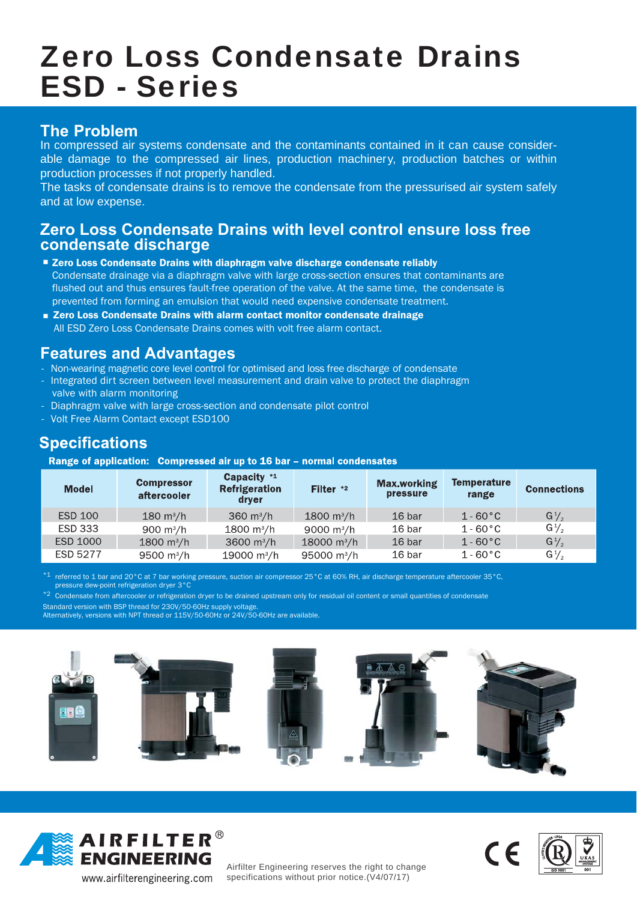# Zero Loss Condensate Drains ESD - Series

## The Problem

In compressed air systems condensate and the contaminants contained in it can cause considerable damage to the compressed air lines, production machinery, production batches or within production processes if not properly handled.
The tasks of condensate drains is to remove the condensate from the pressurised air system safely and at low expense.

## Zero Loss Condensate Drains with level control ensure loss free condensate discharge

- **Zero Loss Condensate Drains with diaphragm valve discharge condensate reliably**
  Condensate drainage via a diaphragm valve with large cross-section ensures that contaminants are flushed out and thus ensures fault-free operation of the valve. At the same time, the condensate is prevented from forming an emulsion that would need expensive condensate treatment.
- **Zero Loss Condensate Drains with alarm contact monitor condensate drainage**
  All ESD Zero Loss Condensate Drains comes with volt free alarm contact.

## Features and Advantages

- Non-wearing magnetic core level control for optimised and loss free discharge of condensate
- Integrated dirt screen between level measurement and drain valve to protect the diaphragm valve with alarm monitoring
- Diaphragm valve with large cross-section and condensate pilot control
- Volt Free Alarm Contact except ESD100

## Specifications

**Range of application: Compressed air up to 16 bar – normal condensates**

| Model | Compressor aftercooler | Capacity *1 Refrigeration dryer | Filter *2 | Max.working pressure | Temperature range | Connections |
|---|---|---|---|---|---|---|
| ESD 100 | 180 m³/h | 360 m³/h | 1800 m³/h | 16 bar | 1 - 60°C | G ½ |
| ESD 333 | 900 m³/h | 1800 m³/h | 9000 m³/h | 16 bar | 1 - 60°C | G ½ |
| ESD 1000 | 1800 m³/h | 3600 m³/h | 18000 m³/h | 16 bar | 1 - 60°C | G ½ |
| ESD 5277 | 9500 m³/h | 19000 m³/h | 95000 m³/h | 16 bar | 1 - 60°C | G ½ |

*1 referred to 1 bar and 20°C at 7 bar working pressure, suction air compressor 25°C at 60% RH, air discharge temperature aftercooler 35°C, pressure dew-point refrigeration dryer 3°C

*2 Condensate from aftercooler or refrigeration dryer to be drained upstream only for residual oil content or small quantities of condensate

Standard version with BSP thread for 230V/50-60Hz supply voltage.
Alternatively, versions with NPT thread or 115V/50-60Hz or 24V/50-60Hz are available.

AIRFILTER® ENGINEERING
www.airfilterengineering.com

Airfilter Engineering reserves the right to change specifications without prior notice.(V4/07/17)